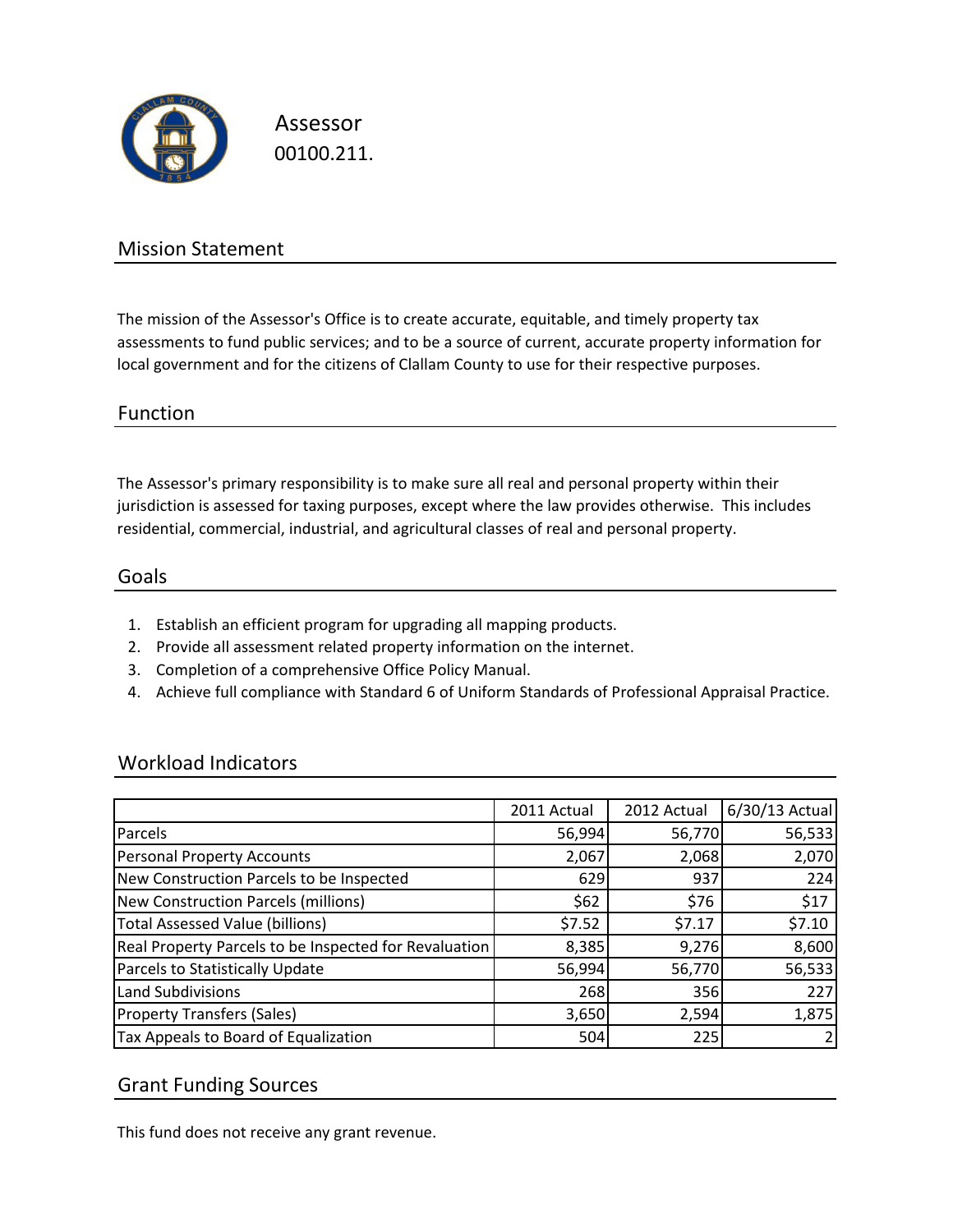# Assessor

00100.211.

## Mission Statement

The mission of the Assessor's Office is to create accurate, equitable, and timely property tax assessments to fund public services; and to be a source of current, accurate property information for local government and for the citizens of Clallam County to use for their respective purposes.

## Function

The Assessor's primary responsibility is to make sure all real and personal property within their jurisdiction is assessed for taxing purposes, except where the law provides otherwise. This includes residential, commercial, industrial, and agricultural classes of real and personal property.

## Goals

1. Establish an efficient program for upgrading all mapping products.
2. Provide all assessment related property information on the internet.
3. Completion of a comprehensive Office Policy Manual.
4. Achieve full compliance with Standard 6 of Uniform Standards of Professional Appraisal Practice.

## Workload Indicators

| | 2011 Actual | 2012 Actual | 6/30/13 Actual |
|---|---|---|---|
| Parcels | 56,994 | 56,770 | 56,533 |
| Personal Property Accounts | 2,067 | 2,068 | 2,070 |
| New Construction Parcels to be Inspected | 629 | 937 | 224 |
| New Construction Parcels (millions) | $62 | $76 | $17 |
| Total Assessed Value (billions) | $7.52 | $7.17 | $7.10 |
| Real Property Parcels to be Inspected for Revaluation | 8,385 | 9,276 | 8,600 |
| Parcels to Statistically Update | 56,994 | 56,770 | 56,533 |
| Land Subdivisions | 268 | 356 | 227 |
| Property Transfers (Sales) | 3,650 | 2,594 | 1,875 |
| Tax Appeals to Board of Equalization | 504 | 225 | 2 |

## Grant Funding Sources

This fund does not receive any grant revenue.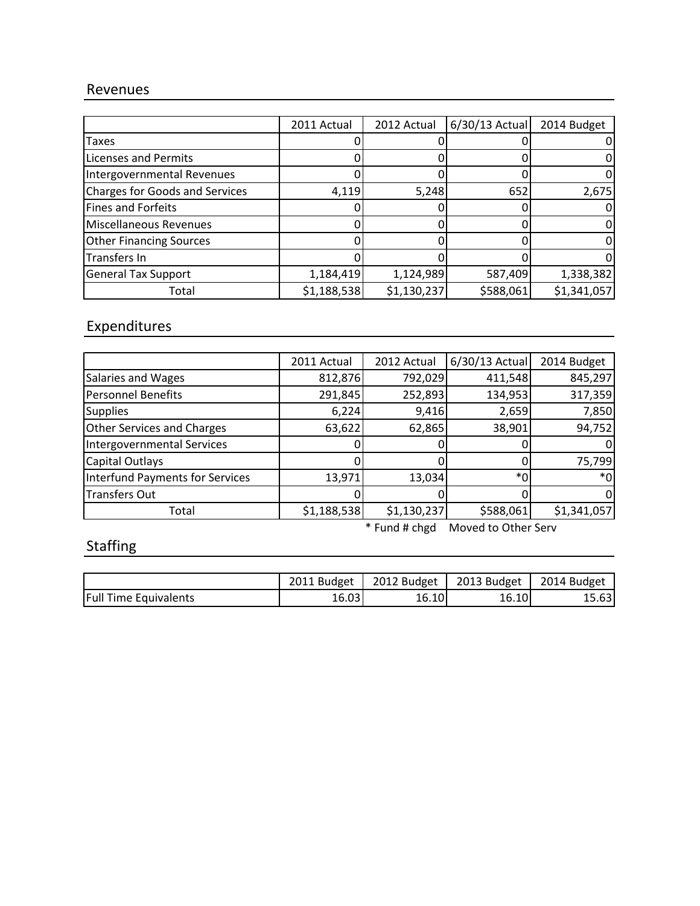## Revenues

| | 2011 Actual | 2012 Actual | 6/30/13 Actual | 2014 Budget |
|---|---|---|---|---|
| Taxes | 0 | 0 | 0 | 0 |
| Licenses and Permits | 0 | 0 | 0 | 0 |
| Intergovernmental Revenues | 0 | 0 | 0 | 0 |
| Charges for Goods and Services | 4,119 | 5,248 | 652 | 2,675 |
| Fines and Forfeits | 0 | 0 | 0 | 0 |
| Miscellaneous Revenues | 0 | 0 | 0 | 0 |
| Other Financing Sources | 0 | 0 | 0 | 0 |
| Transfers In | 0 | 0 | 0 | 0 |
| General Tax Support | 1,184,419 | 1,124,989 | 587,409 | 1,338,382 |
| Total | $1,188,538 | $1,130,237 | $588,061 | $1,341,057 |

## Expenditures

| | 2011 Actual | 2012 Actual | 6/30/13 Actual | 2014 Budget |
|---|---|---|---|---|
| Salaries and Wages | 812,876 | 792,029 | 411,548 | 845,297 |
| Personnel Benefits | 291,845 | 252,893 | 134,953 | 317,359 |
| Supplies | 6,224 | 9,416 | 2,659 | 7,850 |
| Other Services and Charges | 63,622 | 62,865 | 38,901 | 94,752 |
| Intergovernmental Services | 0 | 0 | 0 | 0 |
| Capital Outlays | 0 | 0 | 0 | 75,799 |
| Interfund Payments for Services | 13,971 | 13,034 | *0 | *0 |
| Transfers Out | 0 | 0 | 0 | 0 |
| Total | $1,188,538 | $1,130,237 | $588,061 | $1,341,057 |

* Fund # chgd Moved to Other Serv

## Staffing

| | 2011 Budget | 2012 Budget | 2013 Budget | 2014 Budget |
|---|---|---|---|---|
| Full Time Equivalents | 16.03 | 16.10 | 16.10 | 15.63 |